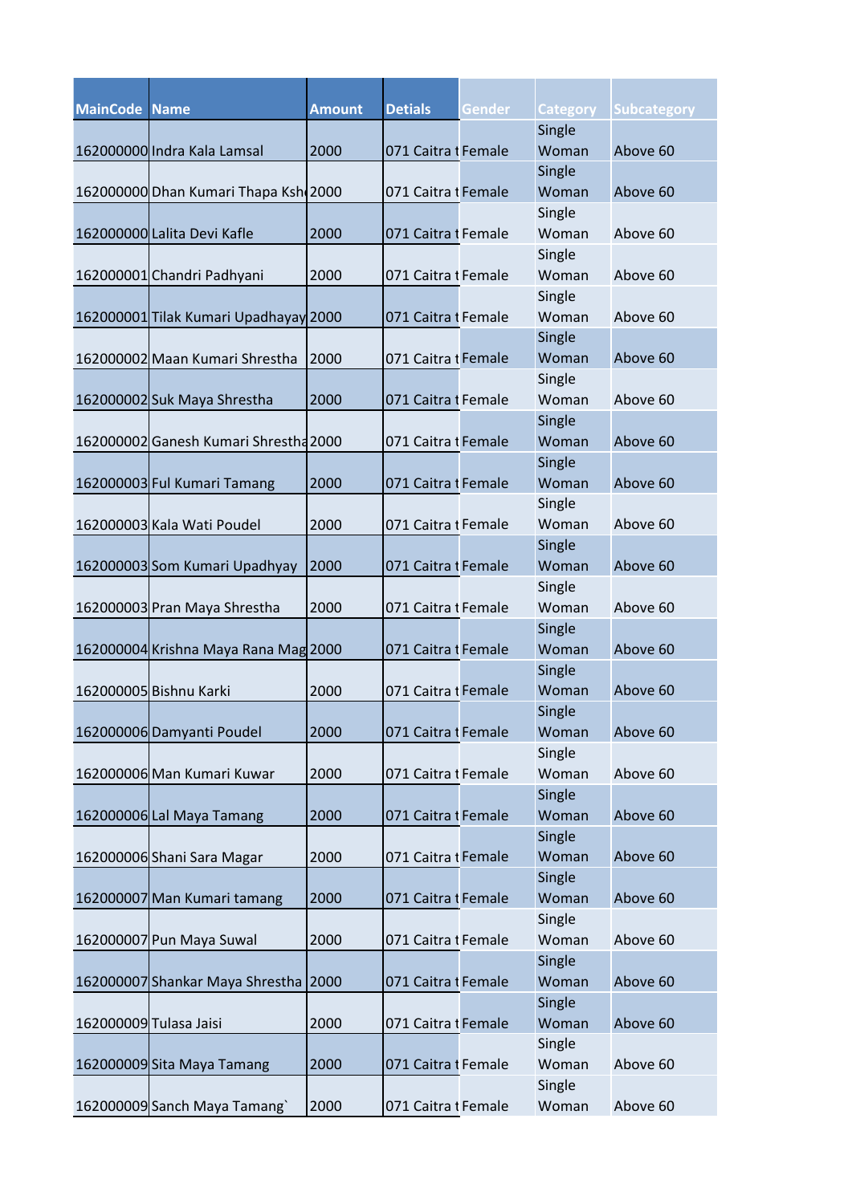| MainCode | Name | Amount | Detials | Gender | Category | Subcategory |
|---|---|---|---|---|---|---|
| 162000000 | Indra Kala Lamsal | 2000 | 071 Caitra t | Female | Single Woman | Above 60 |
| 162000000 | Dhan Kumari Thapa Ksh | 2000 | 071 Caitra t | Female | Single Woman | Above 60 |
| 162000000 | Lalita Devi Kafle | 2000 | 071 Caitra t | Female | Single Woman | Above 60 |
| 162000001 | Chandri Padhyani | 2000 | 071 Caitra t | Female | Single Woman | Above 60 |
| 162000001 | Tilak Kumari Upadhayay | 2000 | 071 Caitra t | Female | Single Woman | Above 60 |
| 162000002 | Maan Kumari Shrestha | 2000 | 071 Caitra t | Female | Single Woman | Above 60 |
| 162000002 | Suk Maya Shrestha | 2000 | 071 Caitra t | Female | Single Woman | Above 60 |
| 162000002 | Ganesh Kumari Shrestha | 2000 | 071 Caitra t | Female | Single Woman | Above 60 |
| 162000003 | Ful Kumari Tamang | 2000 | 071 Caitra t | Female | Single Woman | Above 60 |
| 162000003 | Kala Wati Poudel | 2000 | 071 Caitra t | Female | Single Woman | Above 60 |
| 162000003 | Som Kumari Upadhyay | 2000 | 071 Caitra t | Female | Single Woman | Above 60 |
| 162000003 | Pran Maya Shrestha | 2000 | 071 Caitra t | Female | Single Woman | Above 60 |
| 162000004 | Krishna Maya Rana Mag | 2000 | 071 Caitra t | Female | Single Woman | Above 60 |
| 162000005 | Bishnu Karki | 2000 | 071 Caitra t | Female | Single Woman | Above 60 |
| 162000006 | Damyanti Poudel | 2000 | 071 Caitra t | Female | Single Woman | Above 60 |
| 162000006 | Man Kumari Kuwar | 2000 | 071 Caitra t | Female | Single Woman | Above 60 |
| 162000006 | Lal Maya Tamang | 2000 | 071 Caitra t | Female | Single Woman | Above 60 |
| 162000006 | Shani Sara Magar | 2000 | 071 Caitra t | Female | Single Woman | Above 60 |
| 162000007 | Man Kumari tamang | 2000 | 071 Caitra t | Female | Single Woman | Above 60 |
| 162000007 | Pun Maya Suwal | 2000 | 071 Caitra t | Female | Single Woman | Above 60 |
| 162000007 | Shankar Maya Shrestha | 2000 | 071 Caitra t | Female | Single Woman | Above 60 |
| 162000009 | Tulasa Jaisi | 2000 | 071 Caitra t | Female | Single Woman | Above 60 |
| 162000009 | Sita Maya Tamang | 2000 | 071 Caitra t | Female | Single Woman | Above 60 |
| 162000009 | Sanch Maya Tamang` | 2000 | 071 Caitra t | Female | Single Woman | Above 60 |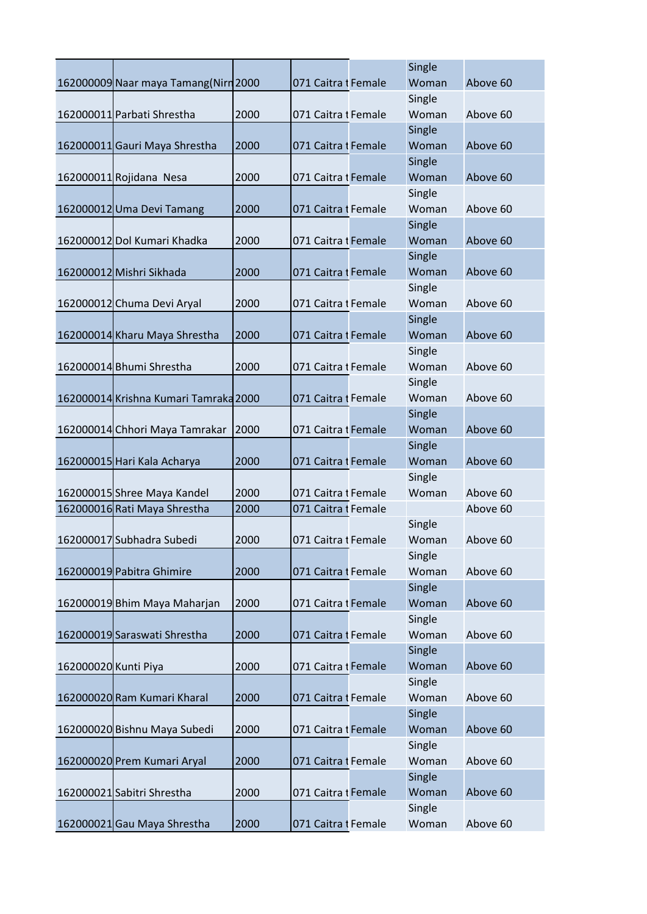| | | | | | | |
|---|---|---|---|---|---|---|
| 162000009 | Naar maya Tamang(Nirn | 2000 | 071 Caitra t | Female | Single Woman | Above 60 |
| 162000011 | Parbati Shrestha | 2000 | 071 Caitra t | Female | Single Woman | Above 60 |
| 162000011 | Gauri Maya Shrestha | 2000 | 071 Caitra t | Female | Single Woman | Above 60 |
| 162000011 | Rojidana Nesa | 2000 | 071 Caitra t | Female | Single Woman | Above 60 |
| 162000012 | Uma Devi Tamang | 2000 | 071 Caitra t | Female | Single Woman | Above 60 |
| 162000012 | Dol Kumari Khadka | 2000 | 071 Caitra t | Female | Single Woman | Above 60 |
| 162000012 | Mishri Sikhada | 2000 | 071 Caitra t | Female | Single Woman | Above 60 |
| 162000012 | Chuma Devi Aryal | 2000 | 071 Caitra t | Female | Single Woman | Above 60 |
| 162000014 | Kharu Maya Shrestha | 2000 | 071 Caitra t | Female | Single Woman | Above 60 |
| 162000014 | Bhumi Shrestha | 2000 | 071 Caitra t | Female | Single Woman | Above 60 |
| 162000014 | Krishna Kumari Tamraka | 2000 | 071 Caitra t | Female | Single Woman | Above 60 |
| 162000014 | Chhori Maya Tamrakar | 2000 | 071 Caitra t | Female | Single Woman | Above 60 |
| 162000015 | Hari Kala Acharya | 2000 | 071 Caitra t | Female | Single Woman | Above 60 |
| 162000015 | Shree Maya Kandel | 2000 | 071 Caitra t | Female | Single Woman | Above 60 |
| 162000016 | Rati Maya Shrestha | 2000 | 071 Caitra t | Female | | Above 60 |
| 162000017 | Subhadra Subedi | 2000 | 071 Caitra t | Female | Single Woman | Above 60 |
| 162000019 | Pabitra Ghimire | 2000 | 071 Caitra t | Female | Single Woman | Above 60 |
| 162000019 | Bhim Maya Maharjan | 2000 | 071 Caitra t | Female | Single Woman | Above 60 |
| 162000019 | Saraswati Shrestha | 2000 | 071 Caitra t | Female | Single Woman | Above 60 |
| 162000020 | Kunti Piya | 2000 | 071 Caitra t | Female | Single Woman | Above 60 |
| 162000020 | Ram Kumari Kharal | 2000 | 071 Caitra t | Female | Single Woman | Above 60 |
| 162000020 | Bishnu Maya Subedi | 2000 | 071 Caitra t | Female | Single Woman | Above 60 |
| 162000020 | Prem Kumari Aryal | 2000 | 071 Caitra t | Female | Single Woman | Above 60 |
| 162000021 | Sabitri Shrestha | 2000 | 071 Caitra t | Female | Single Woman | Above 60 |
| 162000021 | Gau Maya Shrestha | 2000 | 071 Caitra t | Female | Single Woman | Above 60 |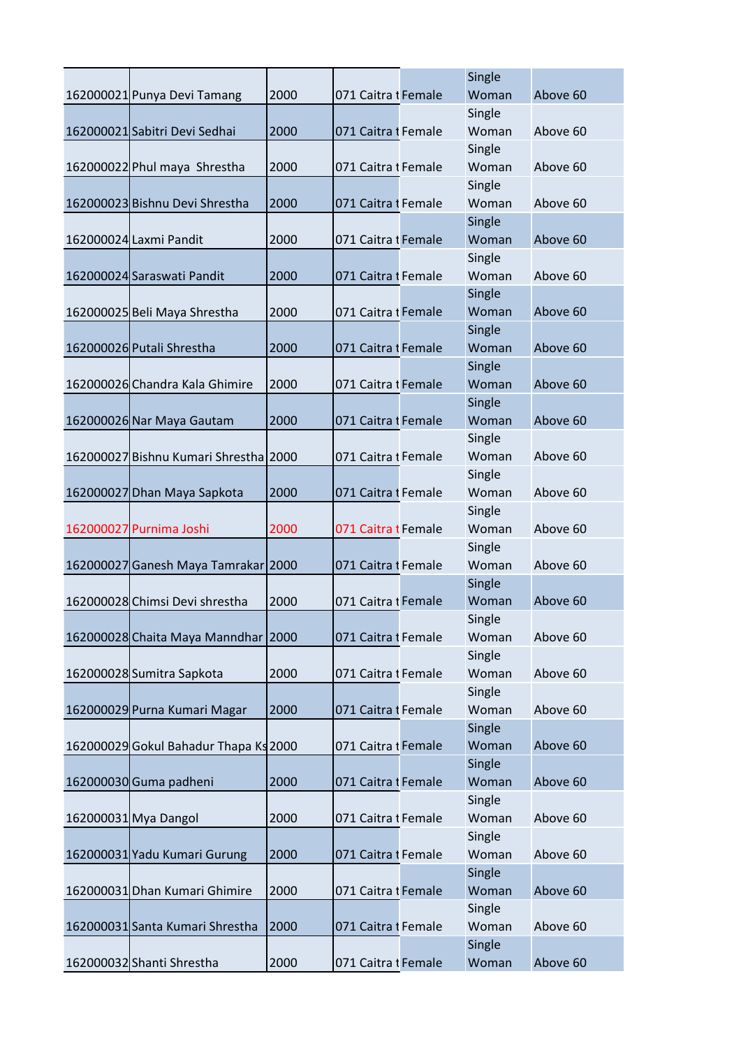| | | | | | | |
|---|---|---|---|---|---|---|
| 162000021 | Punya Devi Tamang | 2000 | 071 Caitra t | Female | Single Woman | Above 60 |
| 162000021 | Sabitri Devi Sedhai | 2000 | 071 Caitra t | Female | Single Woman | Above 60 |
| 162000022 | Phul maya  Shrestha | 2000 | 071 Caitra t | Female | Single Woman | Above 60 |
| 162000023 | Bishnu Devi Shrestha | 2000 | 071 Caitra t | Female | Single Woman | Above 60 |
| 162000024 | Laxmi Pandit | 2000 | 071 Caitra t | Female | Single Woman | Above 60 |
| 162000024 | Saraswati Pandit | 2000 | 071 Caitra t | Female | Single Woman | Above 60 |
| 162000025 | Beli Maya Shrestha | 2000 | 071 Caitra t | Female | Single Woman | Above 60 |
| 162000026 | Putali Shrestha | 2000 | 071 Caitra t | Female | Single Woman | Above 60 |
| 162000026 | Chandra Kala Ghimire | 2000 | 071 Caitra t | Female | Single Woman | Above 60 |
| 162000026 | Nar Maya Gautam | 2000 | 071 Caitra t | Female | Single Woman | Above 60 |
| 162000027 | Bishnu Kumari Shrestha | 2000 | 071 Caitra t | Female | Single Woman | Above 60 |
| 162000027 | Dhan Maya Sapkota | 2000 | 071 Caitra t | Female | Single Woman | Above 60 |
| 162000027 | Purnima Joshi | 2000 | 071 Caitra t | Female | Single Woman | Above 60 |
| 162000027 | Ganesh Maya Tamrakar | 2000 | 071 Caitra t | Female | Single Woman | Above 60 |
| 162000028 | Chimsi Devi shrestha | 2000 | 071 Caitra t | Female | Single Woman | Above 60 |
| 162000028 | Chaita Maya Manndhar | 2000 | 071 Caitra t | Female | Single Woman | Above 60 |
| 162000028 | Sumitra Sapkota | 2000 | 071 Caitra t | Female | Single Woman | Above 60 |
| 162000029 | Purna Kumari Magar | 2000 | 071 Caitra t | Female | Single Woman | Above 60 |
| 162000029 | Gokul Bahadur Thapa Ks | 2000 | 071 Caitra t | Female | Single Woman | Above 60 |
| 162000030 | Guma padheni | 2000 | 071 Caitra t | Female | Single Woman | Above 60 |
| 162000031 | Mya Dangol | 2000 | 071 Caitra t | Female | Single Woman | Above 60 |
| 162000031 | Yadu Kumari Gurung | 2000 | 071 Caitra t | Female | Single Woman | Above 60 |
| 162000031 | Dhan Kumari Ghimire | 2000 | 071 Caitra t | Female | Single Woman | Above 60 |
| 162000031 | Santa Kumari Shrestha | 2000 | 071 Caitra t | Female | Single Woman | Above 60 |
| 162000032 | Shanti Shrestha | 2000 | 071 Caitra t | Female | Single Woman | Above 60 |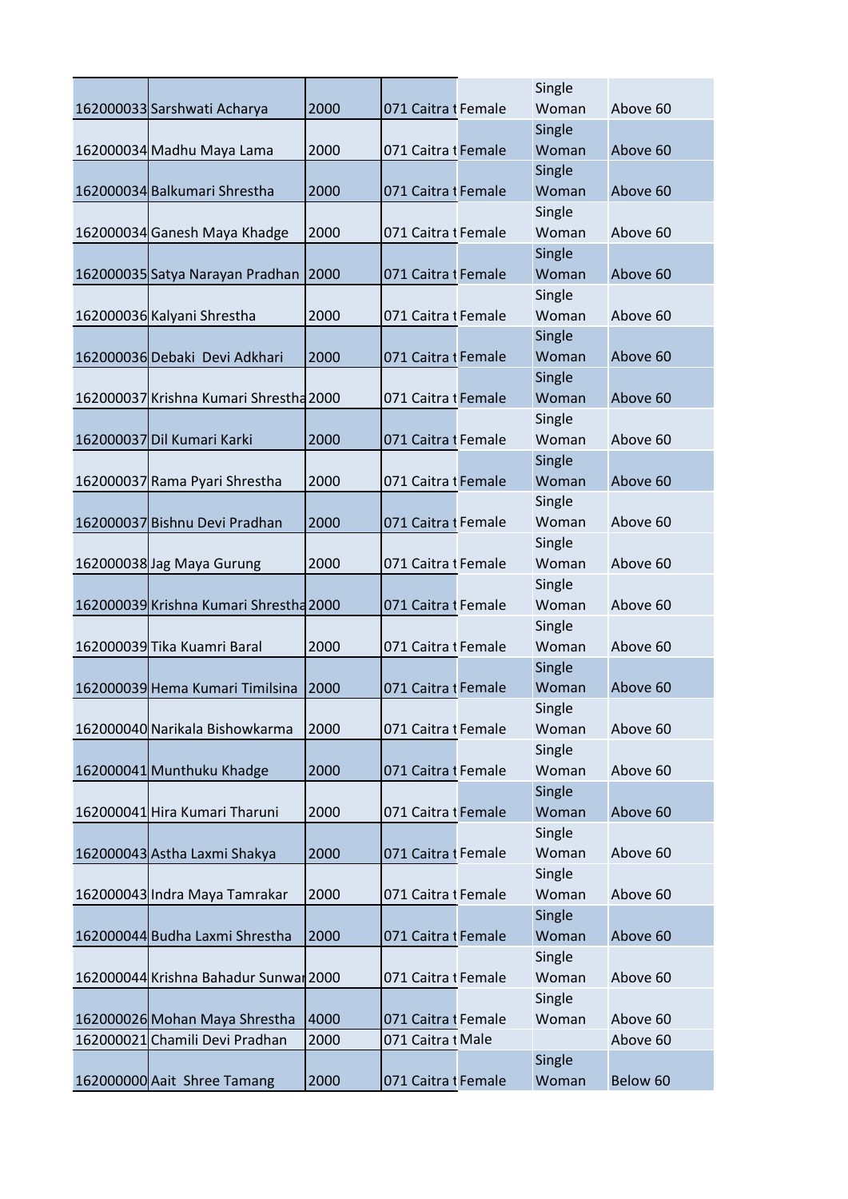| | | | | | | |
|---|---|---|---|---|---|---|
| 162000033 | Sarshwati Acharya | 2000 | 071 Caitra t | Female | Single Woman | Above 60 |
| 162000034 | Madhu Maya Lama | 2000 | 071 Caitra t | Female | Single Woman | Above 60 |
| 162000034 | Balkumari Shrestha | 2000 | 071 Caitra t | Female | Single Woman | Above 60 |
| 162000034 | Ganesh Maya Khadge | 2000 | 071 Caitra t | Female | Single Woman | Above 60 |
| 162000035 | Satya Narayan Pradhan | 2000 | 071 Caitra t | Female | Single Woman | Above 60 |
| 162000036 | Kalyani Shrestha | 2000 | 071 Caitra t | Female | Single Woman | Above 60 |
| 162000036 | Debaki Devi Adkhari | 2000 | 071 Caitra t | Female | Single Woman | Above 60 |
| 162000037 | Krishna Kumari Shrestha | 2000 | 071 Caitra t | Female | Single Woman | Above 60 |
| 162000037 | Dil Kumari Karki | 2000 | 071 Caitra t | Female | Single Woman | Above 60 |
| 162000037 | Rama Pyari Shrestha | 2000 | 071 Caitra t | Female | Single Woman | Above 60 |
| 162000037 | Bishnu Devi Pradhan | 2000 | 071 Caitra t | Female | Single Woman | Above 60 |
| 162000038 | Jag Maya Gurung | 2000 | 071 Caitra t | Female | Single Woman | Above 60 |
| 162000039 | Krishna Kumari Shrestha | 2000 | 071 Caitra t | Female | Single Woman | Above 60 |
| 162000039 | Tika Kuamri Baral | 2000 | 071 Caitra t | Female | Single Woman | Above 60 |
| 162000039 | Hema Kumari Timilsina | 2000 | 071 Caitra t | Female | Single Woman | Above 60 |
| 162000040 | Narikala Bishowkarma | 2000 | 071 Caitra t | Female | Single Woman | Above 60 |
| 162000041 | Munthuku Khadge | 2000 | 071 Caitra t | Female | Single Woman | Above 60 |
| 162000041 | Hira Kumari Tharuni | 2000 | 071 Caitra t | Female | Single Woman | Above 60 |
| 162000043 | Astha Laxmi Shakya | 2000 | 071 Caitra t | Female | Single Woman | Above 60 |
| 162000043 | Indra Maya Tamrakar | 2000 | 071 Caitra t | Female | Single Woman | Above 60 |
| 162000044 | Budha Laxmi Shrestha | 2000 | 071 Caitra t | Female | Single Woman | Above 60 |
| 162000044 | Krishna Bahadur Sunwar | 2000 | 071 Caitra t | Female | Single Woman | Above 60 |
| 162000026 | Mohan Maya Shrestha | 4000 | 071 Caitra t | Female | Single Woman | Above 60 |
| 162000021 | Chamili Devi Pradhan | 2000 | 071 Caitra t | Male | | Above 60 |
| 162000000 | Aait Shree Tamang | 2000 | 071 Caitra t | Female | Single Woman | Below 60 |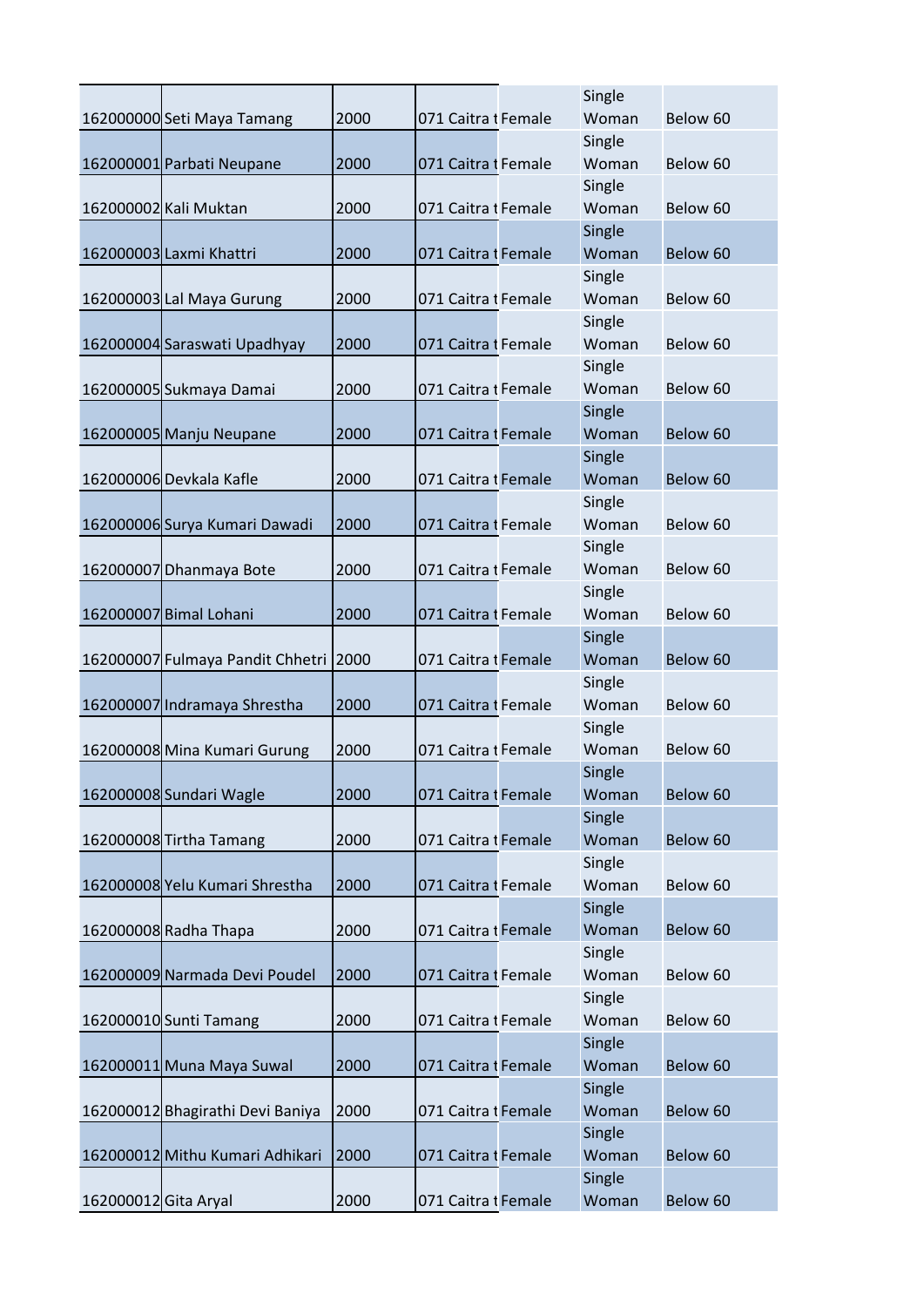| | | | | | | |
|---|---|---|---|---|---|---|
| 162000000 | Seti Maya Tamang | 2000 | 071 Caitra t | Female | Single Woman | Below 60 |
| 162000001 | Parbati Neupane | 2000 | 071 Caitra t | Female | Single Woman | Below 60 |
| 162000002 | Kali Muktan | 2000 | 071 Caitra t | Female | Single Woman | Below 60 |
| 162000003 | Laxmi Khattri | 2000 | 071 Caitra t | Female | Single Woman | Below 60 |
| 162000003 | Lal Maya Gurung | 2000 | 071 Caitra t | Female | Single Woman | Below 60 |
| 162000004 | Saraswati Upadhyay | 2000 | 071 Caitra t | Female | Single Woman | Below 60 |
| 162000005 | Sukmaya Damai | 2000 | 071 Caitra t | Female | Single Woman | Below 60 |
| 162000005 | Manju Neupane | 2000 | 071 Caitra t | Female | Single Woman | Below 60 |
| 162000006 | Devkala Kafle | 2000 | 071 Caitra t | Female | Single Woman | Below 60 |
| 162000006 | Surya Kumari Dawadi | 2000 | 071 Caitra t | Female | Single Woman | Below 60 |
| 162000007 | Dhanmaya Bote | 2000 | 071 Caitra t | Female | Single Woman | Below 60 |
| 162000007 | Bimal Lohani | 2000 | 071 Caitra t | Female | Single Woman | Below 60 |
| 162000007 | Fulmaya Pandit Chhetri | 2000 | 071 Caitra t | Female | Single Woman | Below 60 |
| 162000007 | Indramaya Shrestha | 2000 | 071 Caitra t | Female | Single Woman | Below 60 |
| 162000008 | Mina Kumari Gurung | 2000 | 071 Caitra t | Female | Single Woman | Below 60 |
| 162000008 | Sundari Wagle | 2000 | 071 Caitra t | Female | Single Woman | Below 60 |
| 162000008 | Tirtha Tamang | 2000 | 071 Caitra t | Female | Single Woman | Below 60 |
| 162000008 | Yelu Kumari Shrestha | 2000 | 071 Caitra t | Female | Single Woman | Below 60 |
| 162000008 | Radha Thapa | 2000 | 071 Caitra t | Female | Single Woman | Below 60 |
| 162000009 | Narmada Devi Poudel | 2000 | 071 Caitra t | Female | Single Woman | Below 60 |
| 162000010 | Sunti Tamang | 2000 | 071 Caitra t | Female | Single Woman | Below 60 |
| 162000011 | Muna Maya Suwal | 2000 | 071 Caitra t | Female | Single Woman | Below 60 |
| 162000012 | Bhagirathi Devi Baniya | 2000 | 071 Caitra t | Female | Single Woman | Below 60 |
| 162000012 | Mithu Kumari Adhikari | 2000 | 071 Caitra t | Female | Single Woman | Below 60 |
| 162000012 | Gita Aryal | 2000 | 071 Caitra t | Female | Single Woman | Below 60 |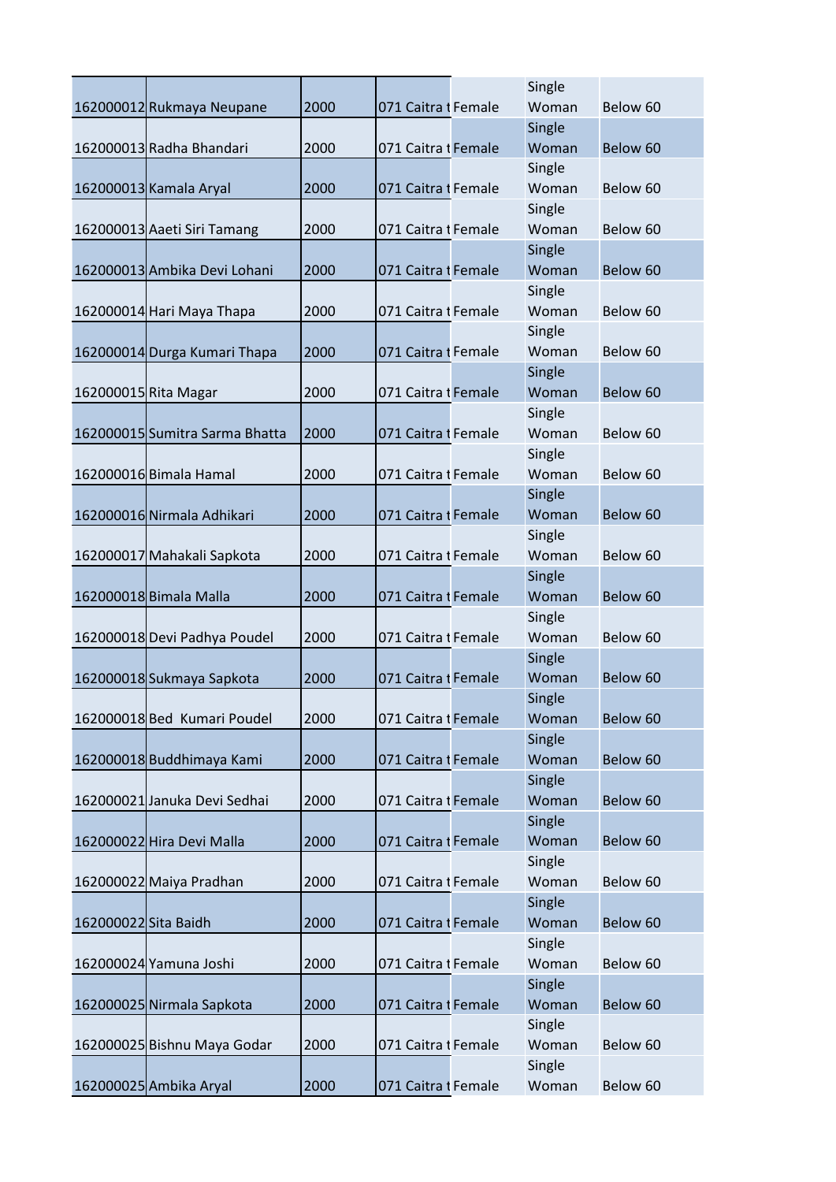| | | | | | | |
|---|---|---|---|---|---|---|
| 162000012 | Rukmaya Neupane | 2000 | 071 Caitra t | Female | Single Woman | Below 60 |
| 162000013 | Radha Bhandari | 2000 | 071 Caitra t | Female | Single Woman | Below 60 |
| 162000013 | Kamala Aryal | 2000 | 071 Caitra t | Female | Single Woman | Below 60 |
| 162000013 | Aaeti Siri Tamang | 2000 | 071 Caitra t | Female | Single Woman | Below 60 |
| 162000013 | Ambika Devi Lohani | 2000 | 071 Caitra t | Female | Single Woman | Below 60 |
| 162000014 | Hari Maya Thapa | 2000 | 071 Caitra t | Female | Single Woman | Below 60 |
| 162000014 | Durga Kumari Thapa | 2000 | 071 Caitra t | Female | Single Woman | Below 60 |
| 162000015 | Rita Magar | 2000 | 071 Caitra t | Female | Single Woman | Below 60 |
| 162000015 | Sumitra Sarma Bhatta | 2000 | 071 Caitra t | Female | Single Woman | Below 60 |
| 162000016 | Bimala Hamal | 2000 | 071 Caitra t | Female | Single Woman | Below 60 |
| 162000016 | Nirmala Adhikari | 2000 | 071 Caitra t | Female | Single Woman | Below 60 |
| 162000017 | Mahakali Sapkota | 2000 | 071 Caitra t | Female | Single Woman | Below 60 |
| 162000018 | Bimala Malla | 2000 | 071 Caitra t | Female | Single Woman | Below 60 |
| 162000018 | Devi Padhya Poudel | 2000 | 071 Caitra t | Female | Single Woman | Below 60 |
| 162000018 | Sukmaya Sapkota | 2000 | 071 Caitra t | Female | Single Woman | Below 60 |
| 162000018 | Bed  Kumari Poudel | 2000 | 071 Caitra t | Female | Single Woman | Below 60 |
| 162000018 | Buddhimaya Kami | 2000 | 071 Caitra t | Female | Single Woman | Below 60 |
| 162000021 | Januka Devi Sedhai | 2000 | 071 Caitra t | Female | Single Woman | Below 60 |
| 162000022 | Hira Devi Malla | 2000 | 071 Caitra t | Female | Single Woman | Below 60 |
| 162000022 | Maiya Pradhan | 2000 | 071 Caitra t | Female | Single Woman | Below 60 |
| 162000022 | Sita Baidh | 2000 | 071 Caitra t | Female | Single Woman | Below 60 |
| 162000024 | Yamuna Joshi | 2000 | 071 Caitra t | Female | Single Woman | Below 60 |
| 162000025 | Nirmala Sapkota | 2000 | 071 Caitra t | Female | Single Woman | Below 60 |
| 162000025 | Bishnu Maya Godar | 2000 | 071 Caitra t | Female | Single Woman | Below 60 |
| 162000025 | Ambika Aryal | 2000 | 071 Caitra t | Female | Single Woman | Below 60 |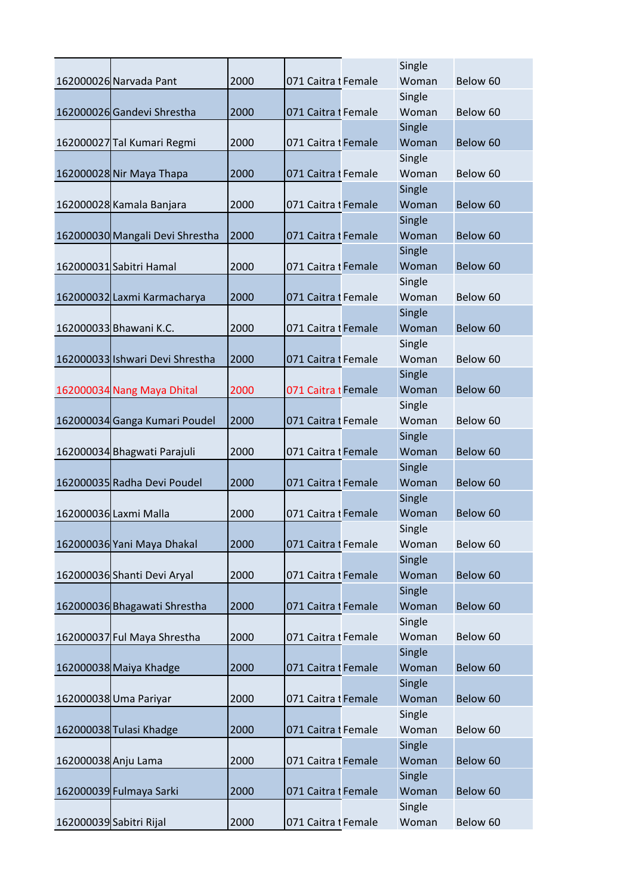| | | | | | | |
|---|---|---|---|---|---|---|
| 162000026 | Narvada Pant | 2000 | 071 Caitra t | Female | Single Woman | Below 60 |
| 162000026 | Gandevi Shrestha | 2000 | 071 Caitra t | Female | Single Woman | Below 60 |
| 162000027 | Tal Kumari Regmi | 2000 | 071 Caitra t | Female | Single Woman | Below 60 |
| 162000028 | Nir Maya Thapa | 2000 | 071 Caitra t | Female | Single Woman | Below 60 |
| 162000028 | Kamala Banjara | 2000 | 071 Caitra t | Female | Single Woman | Below 60 |
| 162000030 | Mangali Devi Shrestha | 2000 | 071 Caitra t | Female | Single Woman | Below 60 |
| 162000031 | Sabitri Hamal | 2000 | 071 Caitra t | Female | Single Woman | Below 60 |
| 162000032 | Laxmi Karmacharya | 2000 | 071 Caitra t | Female | Single Woman | Below 60 |
| 162000033 | Bhawani K.C. | 2000 | 071 Caitra t | Female | Single Woman | Below 60 |
| 162000033 | Ishwari Devi Shrestha | 2000 | 071 Caitra t | Female | Single Woman | Below 60 |
| 162000034 | Nang Maya Dhital | 2000 | 071 Caitra t | Female | Single Woman | Below 60 |
| 162000034 | Ganga Kumari Poudel | 2000 | 071 Caitra t | Female | Single Woman | Below 60 |
| 162000034 | Bhagwati Parajuli | 2000 | 071 Caitra t | Female | Single Woman | Below 60 |
| 162000035 | Radha Devi Poudel | 2000 | 071 Caitra t | Female | Single Woman | Below 60 |
| 162000036 | Laxmi Malla | 2000 | 071 Caitra t | Female | Single Woman | Below 60 |
| 162000036 | Yani Maya Dhakal | 2000 | 071 Caitra t | Female | Single Woman | Below 60 |
| 162000036 | Shanti Devi Aryal | 2000 | 071 Caitra t | Female | Single Woman | Below 60 |
| 162000036 | Bhagawati Shrestha | 2000 | 071 Caitra t | Female | Single Woman | Below 60 |
| 162000037 | Ful Maya Shrestha | 2000 | 071 Caitra t | Female | Single Woman | Below 60 |
| 162000038 | Maiya Khadge | 2000 | 071 Caitra t | Female | Single Woman | Below 60 |
| 162000038 | Uma Pariyar | 2000 | 071 Caitra t | Female | Single Woman | Below 60 |
| 162000038 | Tulasi Khadge | 2000 | 071 Caitra t | Female | Single Woman | Below 60 |
| 162000038 | Anju Lama | 2000 | 071 Caitra t | Female | Single Woman | Below 60 |
| 162000039 | Fulmaya Sarki | 2000 | 071 Caitra t | Female | Single Woman | Below 60 |
| 162000039 | Sabitri Rijal | 2000 | 071 Caitra t | Female | Single Woman | Below 60 |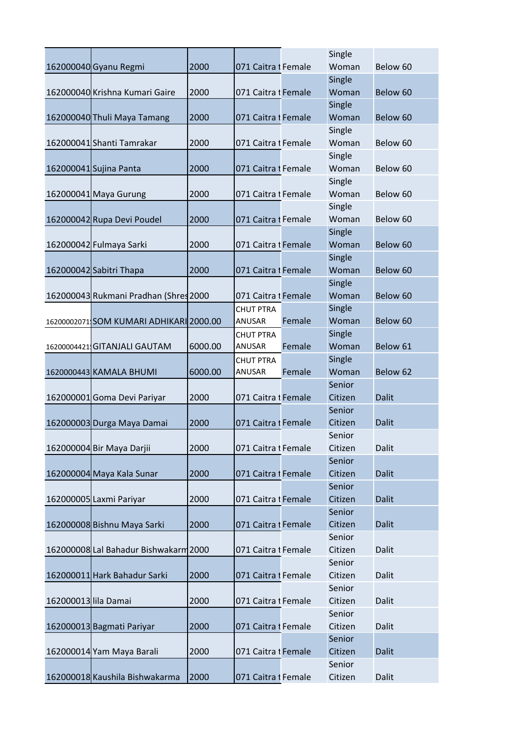| | | | | | | |
|---|---|---|---|---|---|---|
| 162000040 | Gyanu Regmi | 2000 | 071 Caitra t | Female | Single Woman | Below 60 |
| 162000040 | Krishna Kumari Gaire | 2000 | 071 Caitra t | Female | Single Woman | Below 60 |
| 162000040 | Thuli Maya Tamang | 2000 | 071 Caitra t | Female | Single Woman | Below 60 |
| 162000041 | Shanti Tamrakar | 2000 | 071 Caitra t | Female | Single Woman | Below 60 |
| 162000041 | Sujina Panta | 2000 | 071 Caitra t | Female | Single Woman | Below 60 |
| 162000041 | Maya Gurung | 2000 | 071 Caitra t | Female | Single Woman | Below 60 |
| 162000042 | Rupa Devi Poudel | 2000 | 071 Caitra t | Female | Single Woman | Below 60 |
| 162000042 | Fulmaya Sarki | 2000 | 071 Caitra t | Female | Single Woman | Below 60 |
| 162000042 | Sabitri Thapa | 2000 | 071 Caitra t | Female | Single Woman | Below 60 |
| 162000043 | Rukmani Pradhan (Shres | 2000 | 071 Caitra t | Female | Single Woman | Below 60 |
| 16200002071 | SOM KUMARI ADHIKARI | 2000.00 | CHUT PTRA ANUSAR | Female | Single Woman | Below 60 |
| 16200004421 | GITANJALI GAUTAM | 6000.00 | CHUT PTRA ANUSAR | Female | Single Woman | Below 61 |
| 1620000443 | KAMALA BHUMI | 6000.00 | CHUT PTRA ANUSAR | Female | Single Woman | Below 62 |
| 162000001 | Goma Devi Pariyar | 2000 | 071 Caitra t | Female | Senior Citizen | Dalit |
| 162000003 | Durga Maya Damai | 2000 | 071 Caitra t | Female | Senior Citizen | Dalit |
| 162000004 | Bir Maya Darjii | 2000 | 071 Caitra t | Female | Senior Citizen | Dalit |
| 162000004 | Maya Kala Sunar | 2000 | 071 Caitra t | Female | Senior Citizen | Dalit |
| 162000005 | Laxmi Pariyar | 2000 | 071 Caitra t | Female | Senior Citizen | Dalit |
| 162000008 | Bishnu Maya Sarki | 2000 | 071 Caitra t | Female | Senior Citizen | Dalit |
| 162000008 | Lal Bahadur Bishwakarm | 2000 | 071 Caitra t | Female | Senior Citizen | Dalit |
| 162000011 | Hark Bahadur Sarki | 2000 | 071 Caitra t | Female | Senior Citizen | Dalit |
| 162000013 | lila Damai | 2000 | 071 Caitra t | Female | Senior Citizen | Dalit |
| 162000013 | Bagmati Pariyar | 2000 | 071 Caitra t | Female | Senior Citizen | Dalit |
| 162000014 | Yam Maya Barali | 2000 | 071 Caitra t | Female | Senior Citizen | Dalit |
| 162000018 | Kaushila Bishwakarma | 2000 | 071 Caitra t | Female | Senior Citizen | Dalit |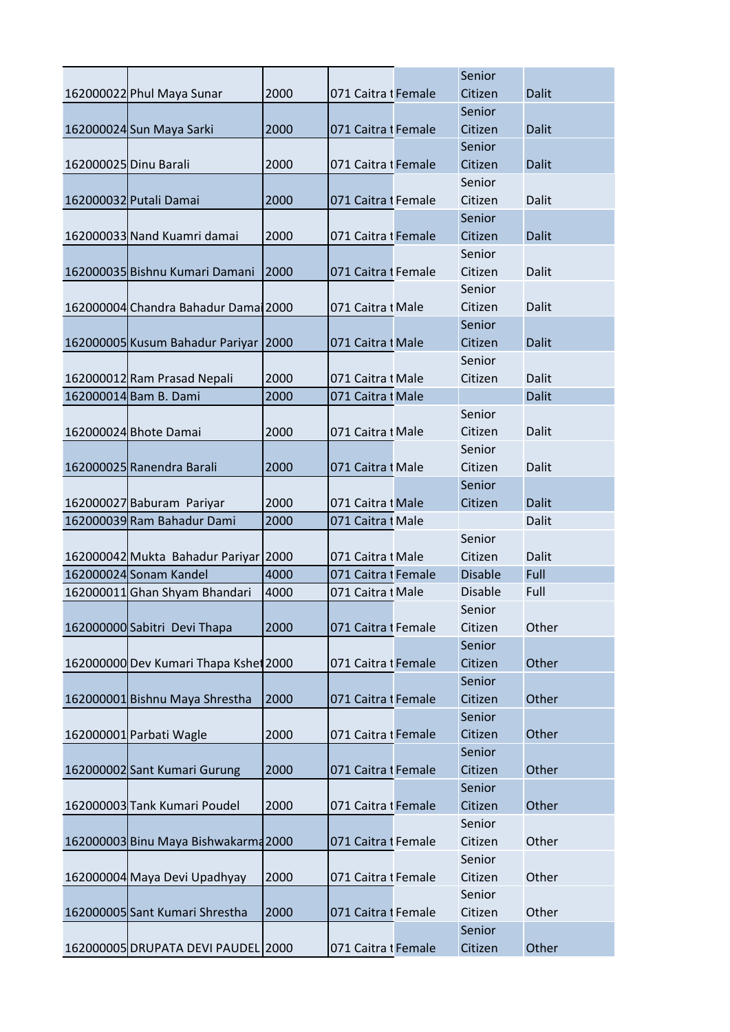| | | | | | | |
|---|---|---|---|---|---|---|
| 162000022 | Phul Maya Sunar | 2000 | 071 Caitra t | Female | Senior Citizen | Dalit |
| 162000024 | Sun Maya Sarki | 2000 | 071 Caitra t | Female | Senior Citizen | Dalit |
| 162000025 | Dinu Barali | 2000 | 071 Caitra t | Female | Senior Citizen | Dalit |
| 162000032 | Putali Damai | 2000 | 071 Caitra t | Female | Senior Citizen | Dalit |
| 162000033 | Nand Kuamri damai | 2000 | 071 Caitra t | Female | Senior Citizen | Dalit |
| 162000035 | Bishnu Kumari Damani | 2000 | 071 Caitra t | Female | Senior Citizen | Dalit |
| 162000004 | Chandra Bahadur Damai | 2000 | 071 Caitra t | Male | Senior Citizen | Dalit |
| 162000005 | Kusum Bahadur Pariyar | 2000 | 071 Caitra t | Male | Senior Citizen | Dalit |
| 162000012 | Ram Prasad Nepali | 2000 | 071 Caitra t | Male | Senior Citizen | Dalit |
| 162000014 | Bam B. Dami | 2000 | 071 Caitra t | Male | | Dalit |
| 162000024 | Bhote Damai | 2000 | 071 Caitra t | Male | Senior Citizen | Dalit |
| 162000025 | Ranendra Barali | 2000 | 071 Caitra t | Male | Senior Citizen | Dalit |
| 162000027 | Baburam Pariyar | 2000 | 071 Caitra t | Male | Senior Citizen | Dalit |
| 162000039 | Ram Bahadur Dami | 2000 | 071 Caitra t | Male | | Dalit |
| 162000042 | Mukta Bahadur Pariyar | 2000 | 071 Caitra t | Male | Senior Citizen | Dalit |
| 162000024 | Sonam Kandel | 4000 | 071 Caitra t | Female | Disable | Full |
| 162000011 | Ghan Shyam Bhandari | 4000 | 071 Caitra t | Male | Disable | Full |
| 162000000 | Sabitri Devi Thapa | 2000 | 071 Caitra t | Female | Senior Citizen | Other |
| 162000000 | Dev Kumari Thapa Kshet | 2000 | 071 Caitra t | Female | Senior Citizen | Other |
| 162000001 | Bishnu Maya Shrestha | 2000 | 071 Caitra t | Female | Senior Citizen | Other |
| 162000001 | Parbati Wagle | 2000 | 071 Caitra t | Female | Senior Citizen | Other |
| 162000002 | Sant Kumari Gurung | 2000 | 071 Caitra t | Female | Senior Citizen | Other |
| 162000003 | Tank Kumari Poudel | 2000 | 071 Caitra t | Female | Senior Citizen | Other |
| 162000003 | Binu Maya Bishwakarma | 2000 | 071 Caitra t | Female | Senior Citizen | Other |
| 162000004 | Maya Devi Upadhyay | 2000 | 071 Caitra t | Female | Senior Citizen | Other |
| 162000005 | Sant Kumari Shrestha | 2000 | 071 Caitra t | Female | Senior Citizen | Other |
| 162000005 | DRUPATA DEVI PAUDEL | 2000 | 071 Caitra t | Female | Senior Citizen | Other |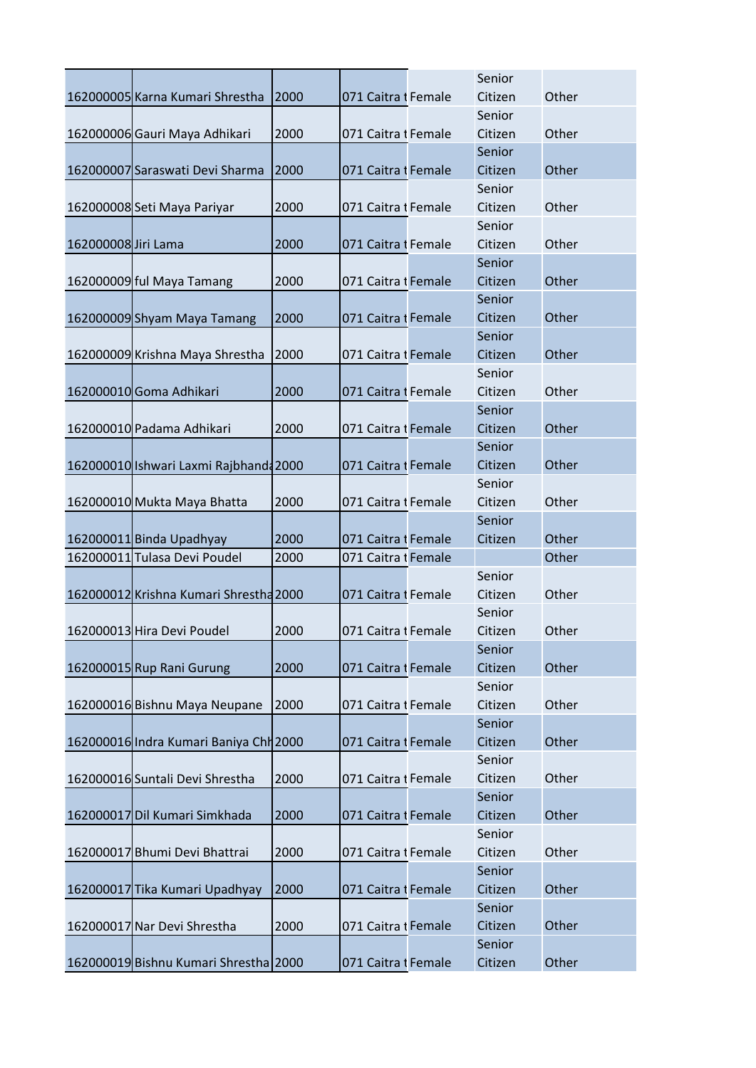| | | | | | | |
|---|---|---|---|---|---|---|
| 162000005 | Karna Kumari Shrestha | 2000 | 071 Caitra t | Female | Senior Citizen | Other |
| 162000006 | Gauri Maya Adhikari | 2000 | 071 Caitra t | Female | Senior Citizen | Other |
| 162000007 | Saraswati Devi Sharma | 2000 | 071 Caitra t | Female | Senior Citizen | Other |
| 162000008 | Seti Maya Pariyar | 2000 | 071 Caitra t | Female | Senior Citizen | Other |
| 162000008 | Jiri Lama | 2000 | 071 Caitra t | Female | Senior Citizen | Other |
| 162000009 | ful Maya Tamang | 2000 | 071 Caitra t | Female | Senior Citizen | Other |
| 162000009 | Shyam Maya Tamang | 2000 | 071 Caitra t | Female | Senior Citizen | Other |
| 162000009 | Krishna Maya Shrestha | 2000 | 071 Caitra t | Female | Senior Citizen | Other |
| 162000010 | Goma Adhikari | 2000 | 071 Caitra t | Female | Senior Citizen | Other |
| 162000010 | Padama Adhikari | 2000 | 071 Caitra t | Female | Senior Citizen | Other |
| 162000010 | Ishwari Laxmi Rajbhanda | 2000 | 071 Caitra t | Female | Senior Citizen | Other |
| 162000010 | Mukta Maya Bhatta | 2000 | 071 Caitra t | Female | Senior Citizen | Other |
| 162000011 | Binda Upadhyay | 2000 | 071 Caitra t | Female | Senior Citizen | Other |
| 162000011 | Tulasa Devi Poudel | 2000 | 071 Caitra t | Female | | Other |
| 162000012 | Krishna Kumari Shrestha | 2000 | 071 Caitra t | Female | Senior Citizen | Other |
| 162000013 | Hira Devi Poudel | 2000 | 071 Caitra t | Female | Senior Citizen | Other |
| 162000015 | Rup Rani Gurung | 2000 | 071 Caitra t | Female | Senior Citizen | Other |
| 162000016 | Bishnu Maya Neupane | 2000 | 071 Caitra t | Female | Senior Citizen | Other |
| 162000016 | Indra Kumari Baniya Chh | 2000 | 071 Caitra t | Female | Senior Citizen | Other |
| 162000016 | Suntali Devi Shrestha | 2000 | 071 Caitra t | Female | Senior Citizen | Other |
| 162000017 | Dil Kumari Simkhada | 2000 | 071 Caitra t | Female | Senior Citizen | Other |
| 162000017 | Bhumi Devi Bhattrai | 2000 | 071 Caitra t | Female | Senior Citizen | Other |
| 162000017 | Tika Kumari Upadhyay | 2000 | 071 Caitra t | Female | Senior Citizen | Other |
| 162000017 | Nar Devi Shrestha | 2000 | 071 Caitra t | Female | Senior Citizen | Other |
| 162000019 | Bishnu Kumari Shrestha | 2000 | 071 Caitra t | Female | Senior Citizen | Other |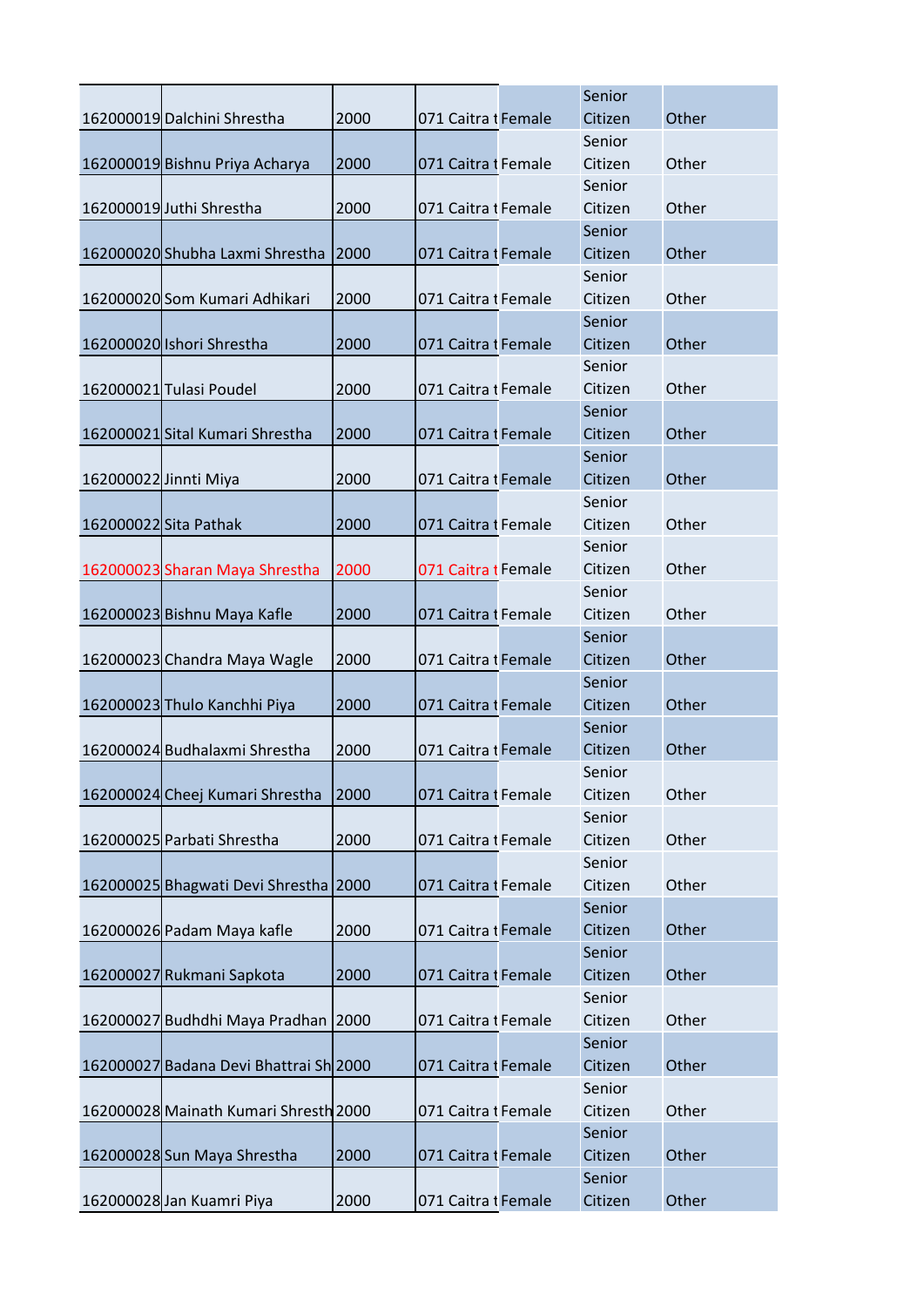| | | | | | | |
|---|---|---|---|---|---|---|
| 162000019 | Dalchini Shrestha | 2000 | 071 Caitra t | Female | Senior Citizen | Other |
| 162000019 | Bishnu Priya Acharya | 2000 | 071 Caitra t | Female | Senior Citizen | Other |
| 162000019 | Juthi Shrestha | 2000 | 071 Caitra t | Female | Senior Citizen | Other |
| 162000020 | Shubha Laxmi Shrestha | 2000 | 071 Caitra t | Female | Senior Citizen | Other |
| 162000020 | Som Kumari Adhikari | 2000 | 071 Caitra t | Female | Senior Citizen | Other |
| 162000020 | Ishori Shrestha | 2000 | 071 Caitra t | Female | Senior Citizen | Other |
| 162000021 | Tulasi Poudel | 2000 | 071 Caitra t | Female | Senior Citizen | Other |
| 162000021 | Sital Kumari Shrestha | 2000 | 071 Caitra t | Female | Senior Citizen | Other |
| 162000022 | Jinnti Miya | 2000 | 071 Caitra t | Female | Senior Citizen | Other |
| 162000022 | Sita Pathak | 2000 | 071 Caitra t | Female | Senior Citizen | Other |
| 162000023 | Sharan Maya Shrestha | 2000 | 071 Caitra t | Female | Senior Citizen | Other |
| 162000023 | Bishnu Maya Kafle | 2000 | 071 Caitra t | Female | Senior Citizen | Other |
| 162000023 | Chandra Maya Wagle | 2000 | 071 Caitra t | Female | Senior Citizen | Other |
| 162000023 | Thulo Kanchhi Piya | 2000 | 071 Caitra t | Female | Senior Citizen | Other |
| 162000024 | Budhalaxmi Shrestha | 2000 | 071 Caitra t | Female | Senior Citizen | Other |
| 162000024 | Cheej Kumari Shrestha | 2000 | 071 Caitra t | Female | Senior Citizen | Other |
| 162000025 | Parbati Shrestha | 2000 | 071 Caitra t | Female | Senior Citizen | Other |
| 162000025 | Bhagwati Devi Shrestha | 2000 | 071 Caitra t | Female | Senior Citizen | Other |
| 162000026 | Padam Maya kafle | 2000 | 071 Caitra t | Female | Senior Citizen | Other |
| 162000027 | Rukmani Sapkota | 2000 | 071 Caitra t | Female | Senior Citizen | Other |
| 162000027 | Budhdhi Maya Pradhan | 2000 | 071 Caitra t | Female | Senior Citizen | Other |
| 162000027 | Badana Devi Bhattrai Sh | 2000 | 071 Caitra t | Female | Senior Citizen | Other |
| 162000028 | Mainath Kumari Shresth | 2000 | 071 Caitra t | Female | Senior Citizen | Other |
| 162000028 | Sun Maya Shrestha | 2000 | 071 Caitra t | Female | Senior Citizen | Other |
| 162000028 | Jan Kuamri Piya | 2000 | 071 Caitra t | Female | Senior Citizen | Other |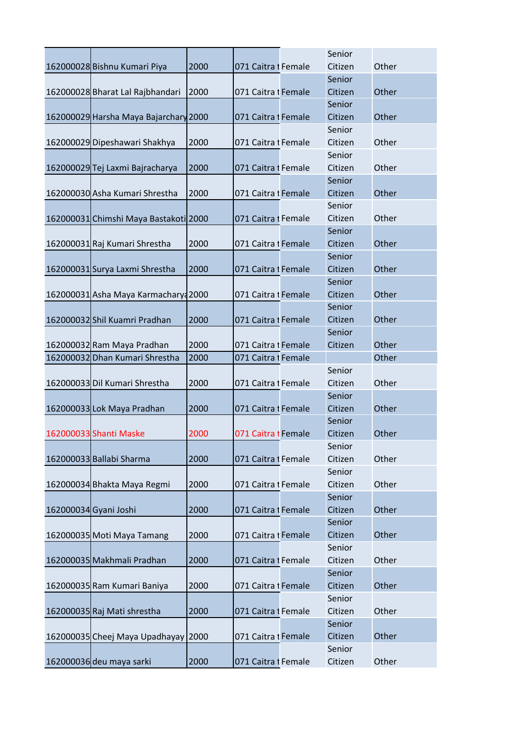| | | | | | | |
|---|---|---|---|---|---|---|
| 162000028 | Bishnu Kumari Piya | 2000 | 071 Caitra t | Female | Senior Citizen | Other |
| 162000028 | Bharat Lal Rajbhandari | 2000 | 071 Caitra t | Female | Senior Citizen | Other |
| 162000029 | Harsha Maya Bajarchary | 2000 | 071 Caitra t | Female | Senior Citizen | Other |
| 162000029 | Dipeshawari Shakhya | 2000 | 071 Caitra t | Female | Senior Citizen | Other |
| 162000029 | Tej Laxmi Bajracharya | 2000 | 071 Caitra t | Female | Senior Citizen | Other |
| 162000030 | Asha Kumari Shrestha | 2000 | 071 Caitra t | Female | Senior Citizen | Other |
| 162000031 | Chimshi Maya Bastakoti | 2000 | 071 Caitra t | Female | Senior Citizen | Other |
| 162000031 | Raj Kumari Shrestha | 2000 | 071 Caitra t | Female | Senior Citizen | Other |
| 162000031 | Surya Laxmi Shrestha | 2000 | 071 Caitra t | Female | Senior Citizen | Other |
| 162000031 | Asha Maya Karmacharya | 2000 | 071 Caitra t | Female | Senior Citizen | Other |
| 162000032 | Shil Kuamri Pradhan | 2000 | 071 Caitra t | Female | Senior Citizen | Other |
| 162000032 | Ram Maya Pradhan | 2000 | 071 Caitra t | Female | Senior Citizen | Other |
| 162000032 | Dhan Kumari Shrestha | 2000 | 071 Caitra t | Female | | Other |
| 162000033 | Dil Kumari Shrestha | 2000 | 071 Caitra t | Female | Senior Citizen | Other |
| 162000033 | Lok Maya Pradhan | 2000 | 071 Caitra t | Female | Senior Citizen | Other |
| 162000033 | Shanti Maske | 2000 | 071 Caitra t | Female | Senior Citizen | Other |
| 162000033 | Ballabi Sharma | 2000 | 071 Caitra t | Female | Senior Citizen | Other |
| 162000034 | Bhakta Maya Regmi | 2000 | 071 Caitra t | Female | Senior Citizen | Other |
| 162000034 | Gyani Joshi | 2000 | 071 Caitra t | Female | Senior Citizen | Other |
| 162000035 | Moti Maya Tamang | 2000 | 071 Caitra t | Female | Senior Citizen | Other |
| 162000035 | Makhmali Pradhan | 2000 | 071 Caitra t | Female | Senior Citizen | Other |
| 162000035 | Ram Kumari Baniya | 2000 | 071 Caitra t | Female | Senior Citizen | Other |
| 162000035 | Raj Mati shrestha | 2000 | 071 Caitra t | Female | Senior Citizen | Other |
| 162000035 | Cheej Maya Upadhayay | 2000 | 071 Caitra t | Female | Senior Citizen | Other |
| 162000036 | deu maya sarki | 2000 | 071 Caitra t | Female | Senior Citizen | Other |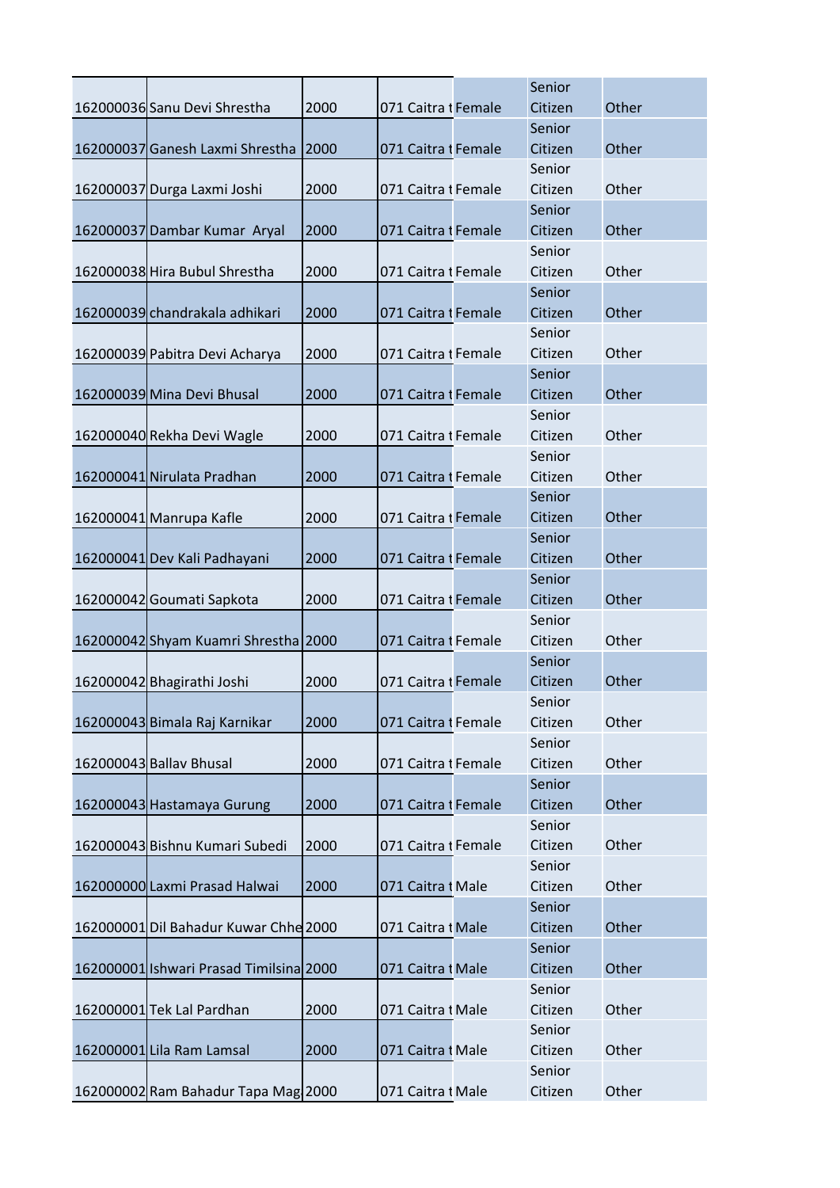| | | | | | | |
|---|---|---|---|---|---|---|
| 162000036 | Sanu Devi Shrestha | 2000 | 071 Caitra t | Female | Senior Citizen | Other |
| 162000037 | Ganesh Laxmi Shrestha | 2000 | 071 Caitra t | Female | Senior Citizen | Other |
| 162000037 | Durga Laxmi Joshi | 2000 | 071 Caitra t | Female | Senior Citizen | Other |
| 162000037 | Dambar Kumar Aryal | 2000 | 071 Caitra t | Female | Senior Citizen | Other |
| 162000038 | Hira Bubul Shrestha | 2000 | 071 Caitra t | Female | Senior Citizen | Other |
| 162000039 | chandrakala adhikari | 2000 | 071 Caitra t | Female | Senior Citizen | Other |
| 162000039 | Pabitra Devi Acharya | 2000 | 071 Caitra t | Female | Senior Citizen | Other |
| 162000039 | Mina Devi Bhusal | 2000 | 071 Caitra t | Female | Senior Citizen | Other |
| 162000040 | Rekha Devi Wagle | 2000 | 071 Caitra t | Female | Senior Citizen | Other |
| 162000041 | Nirulata Pradhan | 2000 | 071 Caitra t | Female | Senior Citizen | Other |
| 162000041 | Manrupa Kafle | 2000 | 071 Caitra t | Female | Senior Citizen | Other |
| 162000041 | Dev Kali Padhayani | 2000 | 071 Caitra t | Female | Senior Citizen | Other |
| 162000042 | Goumati Sapkota | 2000 | 071 Caitra t | Female | Senior Citizen | Other |
| 162000042 | Shyam Kuamri Shrestha | 2000 | 071 Caitra t | Female | Senior Citizen | Other |
| 162000042 | Bhagirathi Joshi | 2000 | 071 Caitra t | Female | Senior Citizen | Other |
| 162000043 | Bimala Raj Karnikar | 2000 | 071 Caitra t | Female | Senior Citizen | Other |
| 162000043 | Ballav Bhusal | 2000 | 071 Caitra t | Female | Senior Citizen | Other |
| 162000043 | Hastamaya Gurung | 2000 | 071 Caitra t | Female | Senior Citizen | Other |
| 162000043 | Bishnu Kumari Subedi | 2000 | 071 Caitra t | Female | Senior Citizen | Other |
| 162000000 | Laxmi Prasad Halwai | 2000 | 071 Caitra t | Male | Senior Citizen | Other |
| 162000001 | Dil Bahadur Kuwar Chhe | 2000 | 071 Caitra t | Male | Senior Citizen | Other |
| 162000001 | Ishwari Prasad Timilsina | 2000 | 071 Caitra t | Male | Senior Citizen | Other |
| 162000001 | Tek Lal Pardhan | 2000 | 071 Caitra t | Male | Senior Citizen | Other |
| 162000001 | Lila Ram Lamsal | 2000 | 071 Caitra t | Male | Senior Citizen | Other |
| 162000002 | Ram Bahadur Tapa Mag | 2000 | 071 Caitra t | Male | Senior Citizen | Other |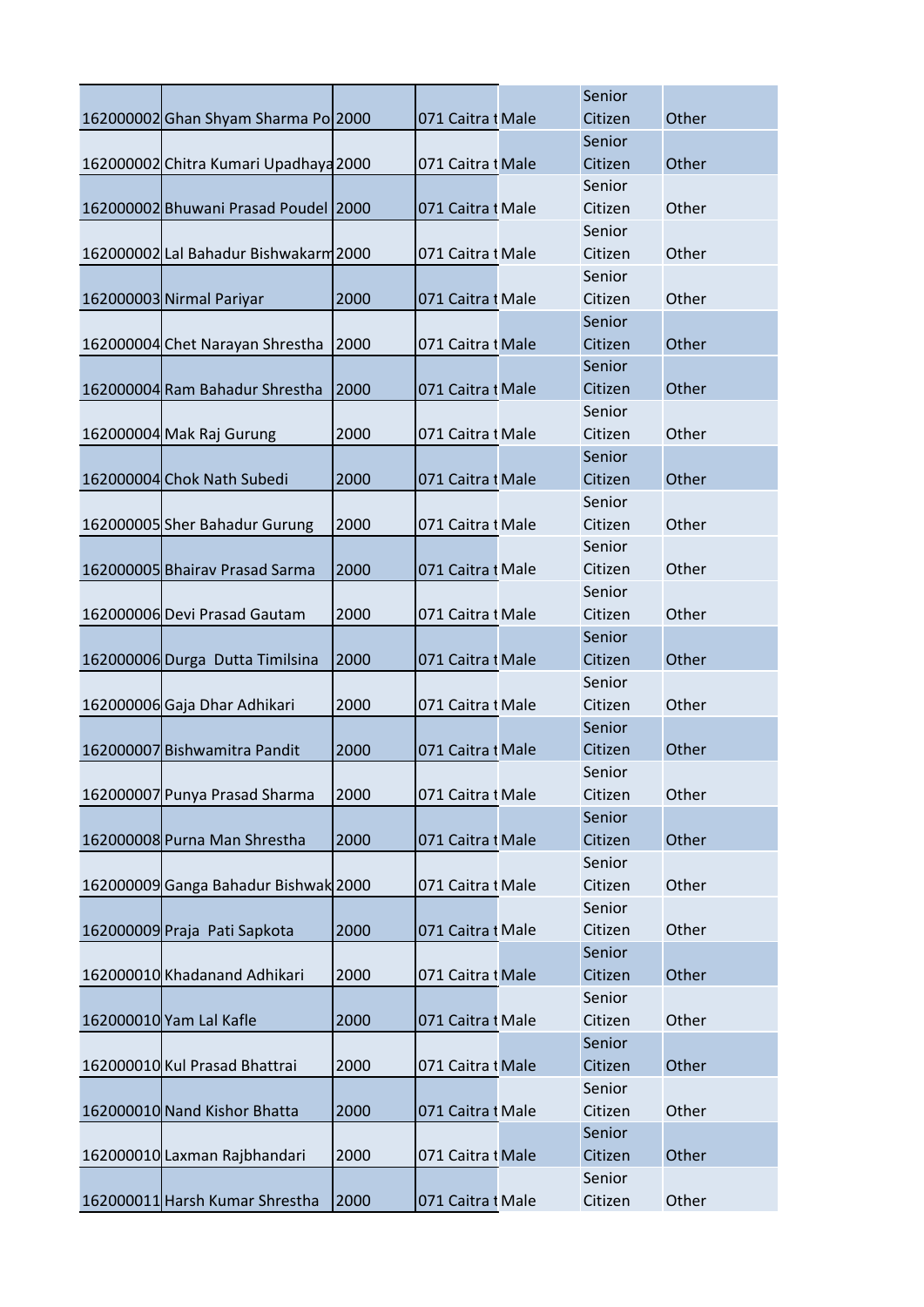| | | | | | | |
|---|---|---|---|---|---|---|
| 162000002 | Ghan Shyam Sharma Po | 2000 | 071 Caitra t | Male | Senior Citizen | Other |
| 162000002 | Chitra Kumari Upadhaya | 2000 | 071 Caitra t | Male | Senior Citizen | Other |
| 162000002 | Bhuwani Prasad Poudel | 2000 | 071 Caitra t | Male | Senior Citizen | Other |
| 162000002 | Lal Bahadur Bishwakarm | 2000 | 071 Caitra t | Male | Senior Citizen | Other |
| 162000003 | Nirmal Pariyar | 2000 | 071 Caitra t | Male | Senior Citizen | Other |
| 162000004 | Chet Narayan Shrestha | 2000 | 071 Caitra t | Male | Senior Citizen | Other |
| 162000004 | Ram Bahadur Shrestha | 2000 | 071 Caitra t | Male | Senior Citizen | Other |
| 162000004 | Mak Raj Gurung | 2000 | 071 Caitra t | Male | Senior Citizen | Other |
| 162000004 | Chok Nath Subedi | 2000 | 071 Caitra t | Male | Senior Citizen | Other |
| 162000005 | Sher Bahadur Gurung | 2000 | 071 Caitra t | Male | Senior Citizen | Other |
| 162000005 | Bhairav Prasad Sarma | 2000 | 071 Caitra t | Male | Senior Citizen | Other |
| 162000006 | Devi Prasad Gautam | 2000 | 071 Caitra t | Male | Senior Citizen | Other |
| 162000006 | Durga Dutta Timilsina | 2000 | 071 Caitra t | Male | Senior Citizen | Other |
| 162000006 | Gaja Dhar Adhikari | 2000 | 071 Caitra t | Male | Senior Citizen | Other |
| 162000007 | Bishwamitra Pandit | 2000 | 071 Caitra t | Male | Senior Citizen | Other |
| 162000007 | Punya Prasad Sharma | 2000 | 071 Caitra t | Male | Senior Citizen | Other |
| 162000008 | Purna Man Shrestha | 2000 | 071 Caitra t | Male | Senior Citizen | Other |
| 162000009 | Ganga Bahadur Bishwak | 2000 | 071 Caitra t | Male | Senior Citizen | Other |
| 162000009 | Praja Pati Sapkota | 2000 | 071 Caitra t | Male | Senior Citizen | Other |
| 162000010 | Khadanand Adhikari | 2000 | 071 Caitra t | Male | Senior Citizen | Other |
| 162000010 | Yam Lal Kafle | 2000 | 071 Caitra t | Male | Senior Citizen | Other |
| 162000010 | Kul Prasad Bhattrai | 2000 | 071 Caitra t | Male | Senior Citizen | Other |
| 162000010 | Nand Kishor Bhatta | 2000 | 071 Caitra t | Male | Senior Citizen | Other |
| 162000010 | Laxman Rajbhandari | 2000 | 071 Caitra t | Male | Senior Citizen | Other |
| 162000011 | Harsh Kumar Shrestha | 2000 | 071 Caitra t | Male | Senior Citizen | Other |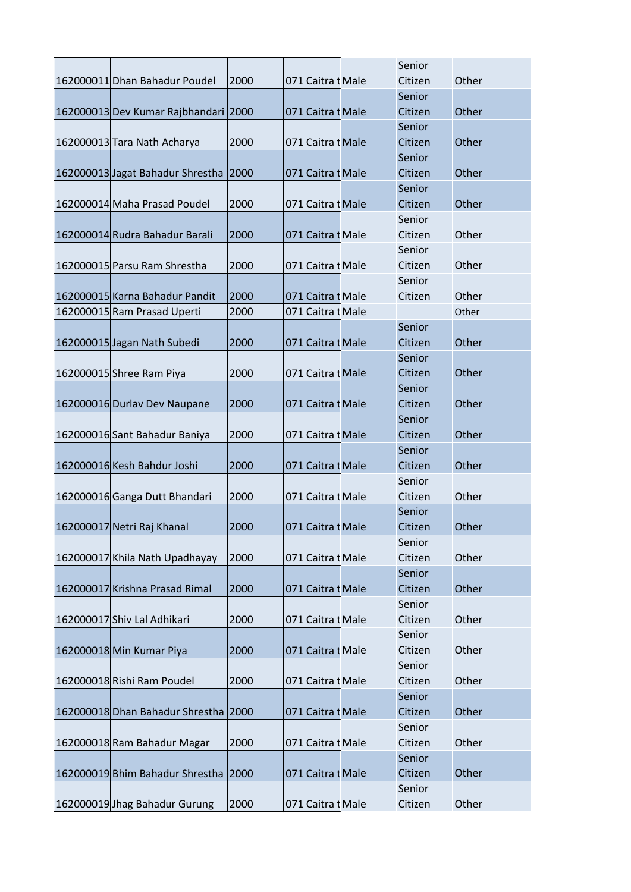| | | | | | | |
|---|---|---|---|---|---|---|
| 162000011 | Dhan Bahadur Poudel | 2000 | 071 Caitra t | Male | Senior Citizen | Other |
| 162000013 | Dev Kumar Rajbhandari | 2000 | 071 Caitra t | Male | Senior Citizen | Other |
| 162000013 | Tara Nath Acharya | 2000 | 071 Caitra t | Male | Senior Citizen | Other |
| 162000013 | Jagat Bahadur Shrestha | 2000 | 071 Caitra t | Male | Senior Citizen | Other |
| 162000014 | Maha Prasad Poudel | 2000 | 071 Caitra t | Male | Senior Citizen | Other |
| 162000014 | Rudra Bahadur Barali | 2000 | 071 Caitra t | Male | Senior Citizen | Other |
| 162000015 | Parsu Ram Shrestha | 2000 | 071 Caitra t | Male | Senior Citizen | Other |
| 162000015 | Karna Bahadur Pandit | 2000 | 071 Caitra t | Male | Senior Citizen | Other |
| 162000015 | Ram Prasad Uperti | 2000 | 071 Caitra t | Male | | Other |
| 162000015 | Jagan Nath Subedi | 2000 | 071 Caitra t | Male | Senior Citizen | Other |
| 162000015 | Shree Ram Piya | 2000 | 071 Caitra t | Male | Senior Citizen | Other |
| 162000016 | Durlav Dev Naupane | 2000 | 071 Caitra t | Male | Senior Citizen | Other |
| 162000016 | Sant Bahadur Baniya | 2000 | 071 Caitra t | Male | Senior Citizen | Other |
| 162000016 | Kesh Bahdur Joshi | 2000 | 071 Caitra t | Male | Senior Citizen | Other |
| 162000016 | Ganga Dutt Bhandari | 2000 | 071 Caitra t | Male | Senior Citizen | Other |
| 162000017 | Netri Raj Khanal | 2000 | 071 Caitra t | Male | Senior Citizen | Other |
| 162000017 | Khila Nath Upadhayay | 2000 | 071 Caitra t | Male | Senior Citizen | Other |
| 162000017 | Krishna Prasad Rimal | 2000 | 071 Caitra t | Male | Senior Citizen | Other |
| 162000017 | Shiv Lal Adhikari | 2000 | 071 Caitra t | Male | Senior Citizen | Other |
| 162000018 | Min Kumar Piya | 2000 | 071 Caitra t | Male | Senior Citizen | Other |
| 162000018 | Rishi Ram Poudel | 2000 | 071 Caitra t | Male | Senior Citizen | Other |
| 162000018 | Dhan Bahadur Shrestha | 2000 | 071 Caitra t | Male | Senior Citizen | Other |
| 162000018 | Ram Bahadur Magar | 2000 | 071 Caitra t | Male | Senior Citizen | Other |
| 162000019 | Bhim Bahadur Shrestha | 2000 | 071 Caitra t | Male | Senior Citizen | Other |
| 162000019 | Jhag Bahadur Gurung | 2000 | 071 Caitra t | Male | Senior Citizen | Other |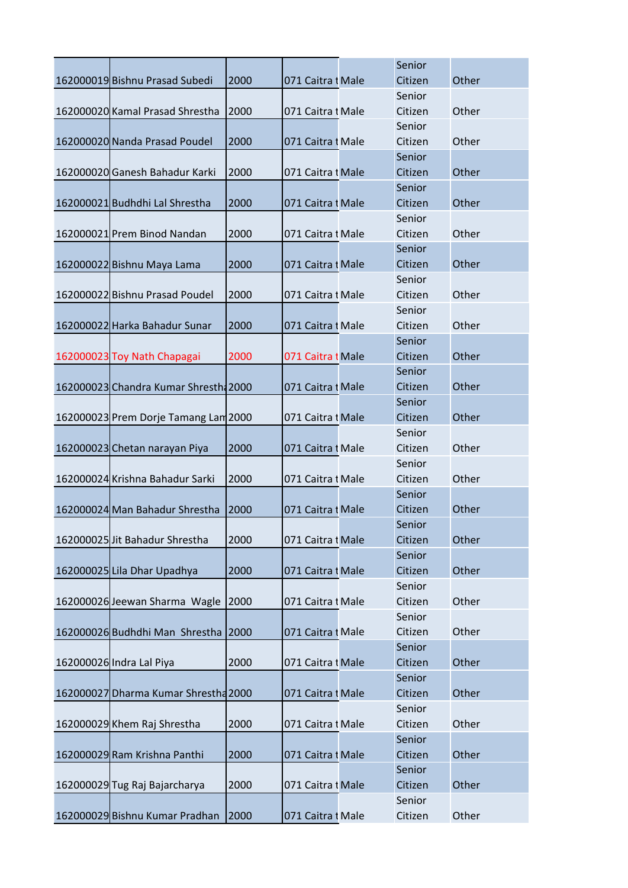| | | | | | | |
|---|---|---|---|---|---|---|
| 162000019 | Bishnu Prasad Subedi | 2000 | 071 Caitra t | Male | Senior Citizen | Other |
| 162000020 | Kamal Prasad Shrestha | 2000 | 071 Caitra t | Male | Senior Citizen | Other |
| 162000020 | Nanda Prasad Poudel | 2000 | 071 Caitra t | Male | Senior Citizen | Other |
| 162000020 | Ganesh Bahadur Karki | 2000 | 071 Caitra t | Male | Senior Citizen | Other |
| 162000021 | Budhdhi Lal Shrestha | 2000 | 071 Caitra t | Male | Senior Citizen | Other |
| 162000021 | Prem Binod Nandan | 2000 | 071 Caitra t | Male | Senior Citizen | Other |
| 162000022 | Bishnu Maya Lama | 2000 | 071 Caitra t | Male | Senior Citizen | Other |
| 162000022 | Bishnu Prasad Poudel | 2000 | 071 Caitra t | Male | Senior Citizen | Other |
| 162000022 | Harka Bahadur Sunar | 2000 | 071 Caitra t | Male | Senior Citizen | Other |
| 162000023 | Toy Nath Chapagai | 2000 | 071 Caitra t | Male | Senior Citizen | Other |
| 162000023 | Chandra Kumar Shresth | 2000 | 071 Caitra t | Male | Senior Citizen | Other |
| 162000023 | Prem Dorje Tamang Lan | 2000 | 071 Caitra t | Male | Senior Citizen | Other |
| 162000023 | Chetan narayan Piya | 2000 | 071 Caitra t | Male | Senior Citizen | Other |
| 162000024 | Krishna Bahadur Sarki | 2000 | 071 Caitra t | Male | Senior Citizen | Other |
| 162000024 | Man Bahadur Shrestha | 2000 | 071 Caitra t | Male | Senior Citizen | Other |
| 162000025 | Jit Bahadur Shrestha | 2000 | 071 Caitra t | Male | Senior Citizen | Other |
| 162000025 | Lila Dhar Upadhya | 2000 | 071 Caitra t | Male | Senior Citizen | Other |
| 162000026 | Jeewan Sharma Wagle | 2000 | 071 Caitra t | Male | Senior Citizen | Other |
| 162000026 | Budhdhi Man Shrestha | 2000 | 071 Caitra t | Male | Senior Citizen | Other |
| 162000026 | Indra Lal Piya | 2000 | 071 Caitra t | Male | Senior Citizen | Other |
| 162000027 | Dharma Kumar Shrestha | 2000 | 071 Caitra t | Male | Senior Citizen | Other |
| 162000029 | Khem Raj Shrestha | 2000 | 071 Caitra t | Male | Senior Citizen | Other |
| 162000029 | Ram Krishna Panthi | 2000 | 071 Caitra t | Male | Senior Citizen | Other |
| 162000029 | Tug Raj Bajarcharya | 2000 | 071 Caitra t | Male | Senior Citizen | Other |
| 162000029 | Bishnu Kumar Pradhan | 2000 | 071 Caitra t | Male | Senior Citizen | Other |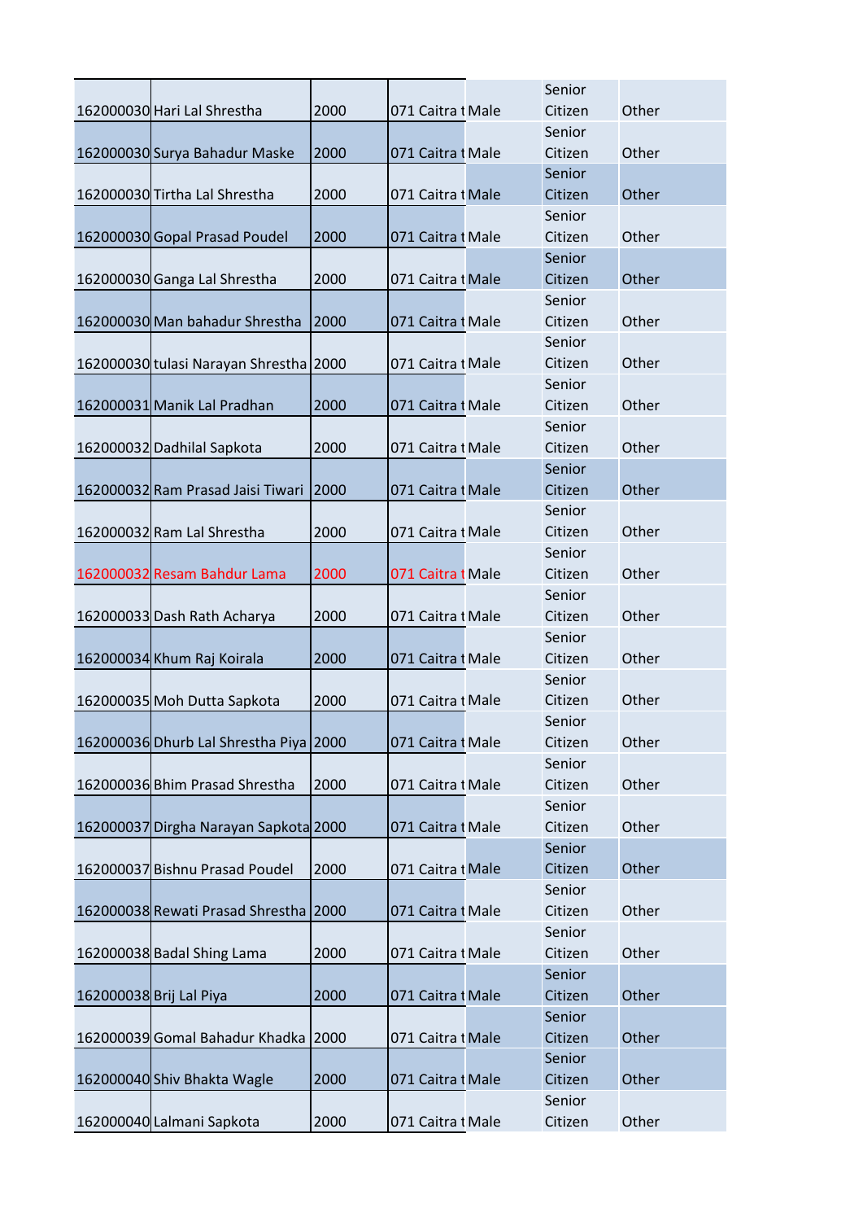| | | | | | | |
|---|---|---|---|---|---|---|
| 162000030 | Hari Lal Shrestha | 2000 | 071 Caitra t | Male | Senior Citizen | Other |
| 162000030 | Surya Bahadur Maske | 2000 | 071 Caitra t | Male | Senior Citizen | Other |
| 162000030 | Tirtha Lal Shrestha | 2000 | 071 Caitra t | Male | Senior Citizen | Other |
| 162000030 | Gopal Prasad Poudel | 2000 | 071 Caitra t | Male | Senior Citizen | Other |
| 162000030 | Ganga Lal Shrestha | 2000 | 071 Caitra t | Male | Senior Citizen | Other |
| 162000030 | Man bahadur Shrestha | 2000 | 071 Caitra t | Male | Senior Citizen | Other |
| 162000030 | tulasi Narayan Shrestha | 2000 | 071 Caitra t | Male | Senior Citizen | Other |
| 162000031 | Manik Lal Pradhan | 2000 | 071 Caitra t | Male | Senior Citizen | Other |
| 162000032 | Dadhilal Sapkota | 2000 | 071 Caitra t | Male | Senior Citizen | Other |
| 162000032 | Ram Prasad Jaisi Tiwari | 2000 | 071 Caitra t | Male | Senior Citizen | Other |
| 162000032 | Ram Lal Shrestha | 2000 | 071 Caitra t | Male | Senior Citizen | Other |
| 162000032 | Resam Bahdur Lama | 2000 | 071 Caitra t | Male | Senior Citizen | Other |
| 162000033 | Dash Rath Acharya | 2000 | 071 Caitra t | Male | Senior Citizen | Other |
| 162000034 | Khum Raj Koirala | 2000 | 071 Caitra t | Male | Senior Citizen | Other |
| 162000035 | Moh Dutta Sapkota | 2000 | 071 Caitra t | Male | Senior Citizen | Other |
| 162000036 | Dhurb Lal Shrestha Piya | 2000 | 071 Caitra t | Male | Senior Citizen | Other |
| 162000036 | Bhim Prasad Shrestha | 2000 | 071 Caitra t | Male | Senior Citizen | Other |
| 162000037 | Dirgha Narayan Sapkota | 2000 | 071 Caitra t | Male | Senior Citizen | Other |
| 162000037 | Bishnu Prasad Poudel | 2000 | 071 Caitra t | Male | Senior Citizen | Other |
| 162000038 | Rewati Prasad Shrestha | 2000 | 071 Caitra t | Male | Senior Citizen | Other |
| 162000038 | Badal Shing Lama | 2000 | 071 Caitra t | Male | Senior Citizen | Other |
| 162000038 | Brij Lal Piya | 2000 | 071 Caitra t | Male | Senior Citizen | Other |
| 162000039 | Gomal Bahadur Khadka | 2000 | 071 Caitra t | Male | Senior Citizen | Other |
| 162000040 | Shiv Bhakta Wagle | 2000 | 071 Caitra t | Male | Senior Citizen | Other |
| 162000040 | Lalmani Sapkota | 2000 | 071 Caitra t | Male | Senior Citizen | Other |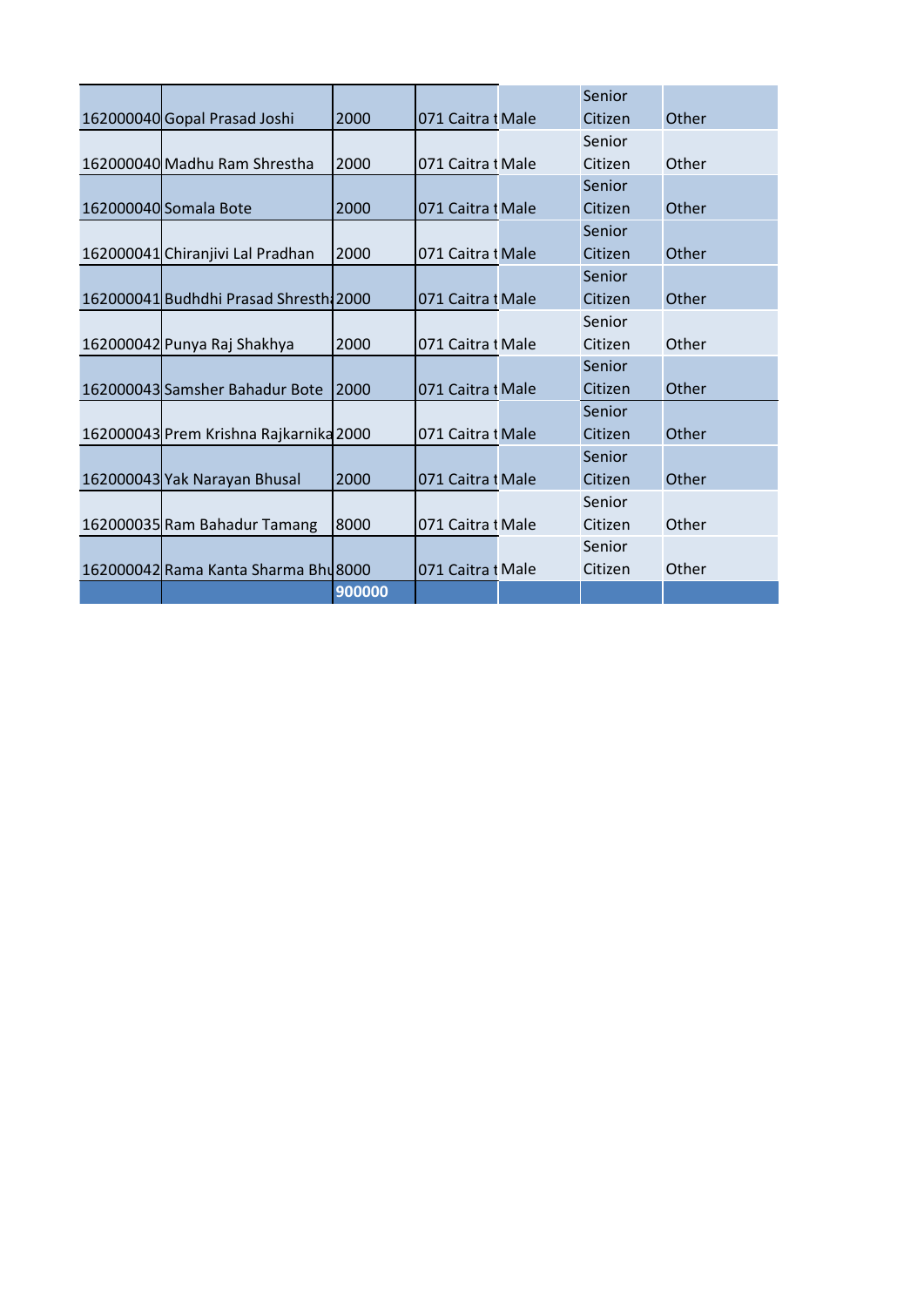| | | | | | | |
|---|---|---|---|---|---|---|
| 162000040 | Gopal Prasad Joshi | 2000 | 071 Caitra t | Male | Senior Citizen | Other |
| 162000040 | Madhu Ram Shrestha | 2000 | 071 Caitra t | Male | Senior Citizen | Other |
| 162000040 | Somala Bote | 2000 | 071 Caitra t | Male | Senior Citizen | Other |
| 162000041 | Chiranjivi Lal Pradhan | 2000 | 071 Caitra t | Male | Senior Citizen | Other |
| 162000041 | Budhdhi Prasad Shresth | 2000 | 071 Caitra t | Male | Senior Citizen | Other |
| 162000042 | Punya Raj Shakhya | 2000 | 071 Caitra t | Male | Senior Citizen | Other |
| 162000043 | Samsher Bahadur Bote | 2000 | 071 Caitra t | Male | Senior Citizen | Other |
| 162000043 | Prem Krishna Rajkarnika | 2000 | 071 Caitra t | Male | Senior Citizen | Other |
| 162000043 | Yak Narayan Bhusal | 2000 | 071 Caitra t | Male | Senior Citizen | Other |
| 162000035 | Ram Bahadur Tamang | 8000 | 071 Caitra t | Male | Senior Citizen | Other |
| 162000042 | Rama Kanta Sharma Bhu | 8000 | 071 Caitra t | Male | Senior Citizen | Other |
| | | 900000 | | | | |